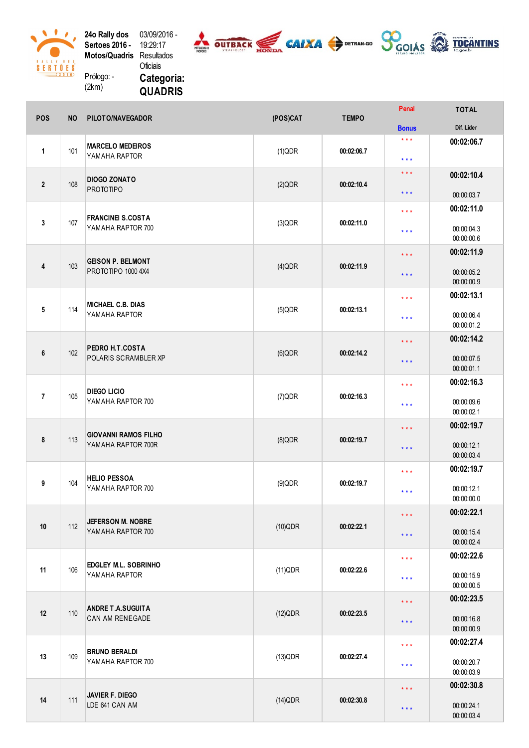24o Rally dos Sertoes 2016 - Motos/Quadris

03/09/2016 - 19:29:17 Resultados Oficiais

Prólogo: - (2km)

**Categoria: QUADRIS**

| POS | NO | PILOTO/NAVEGADOR | (POS)CAT | TEMPO | Penal / Bonus | TOTAL / Dif. Lider |
|---|---|---|---|---|---|---|
| 1 | 101 | **MARCELO MEDEIROS** YAMAHA RAPTOR | (1)QDR | 00:02:06.7 | *** *** | **00:02:06.7** |
| 2 | 108 | **DIOGO ZONATO** PROTOTIPO | (2)QDR | 00:02:10.4 | *** *** | **00:02:10.4** 00:00:03.7 |
| 3 | 107 | **FRANCINEI S.COSTA** YAMAHA RAPTOR 700 | (3)QDR | 00:02:11.0 | *** *** | **00:02:11.0** 00:00:04.3 00:00:00.6 |
| 4 | 103 | **GEISON P. BELMONT** PROTOTIPO 1000 4X4 | (4)QDR | 00:02:11.9 | *** *** | **00:02:11.9** 00:00:05.2 00:00:00.9 |
| 5 | 114 | **MICHAEL C.B. DIAS** YAMAHA RAPTOR | (5)QDR | 00:02:13.1 | *** *** | **00:02:13.1** 00:00:06.4 00:00:01.2 |
| 6 | 102 | **PEDRO H.T.COSTA** POLARIS SCRAMBLER XP | (6)QDR | 00:02:14.2 | *** *** | **00:02:14.2** 00:00:07.5 00:00:01.1 |
| 7 | 105 | **DIEGO LICIO** YAMAHA RAPTOR 700 | (7)QDR | 00:02:16.3 | *** *** | **00:02:16.3** 00:00:09.6 00:00:02.1 |
| 8 | 113 | **GIOVANNI RAMOS FILHO** YAMAHA RAPTOR 700R | (8)QDR | 00:02:19.7 | *** *** | **00:02:19.7** 00:00:12.1 00:00:03.4 |
| 9 | 104 | **HELIO PESSOA** YAMAHA RAPTOR 700 | (9)QDR | 00:02:19.7 | *** *** | **00:02:19.7** 00:00:12.1 00:00:00.0 |
| 10 | 112 | **JEFERSON M. NOBRE** YAMAHA RAPTOR 700 | (10)QDR | 00:02:22.1 | *** *** | **00:02:22.1** 00:00:15.4 00:00:02.4 |
| 11 | 106 | **EDGLEY M.L. SOBRINHO** YAMAHA RAPTOR | (11)QDR | 00:02:22.6 | *** *** | **00:02:22.6** 00:00:15.9 00:00:00.5 |
| 12 | 110 | **ANDRE T.A.SUGUITA** CAN AM RENEGADE | (12)QDR | 00:02:23.5 | *** *** | **00:02:23.5** 00:00:16.8 00:00:00.9 |
| 13 | 109 | **BRUNO BERALDI** YAMAHA RAPTOR 700 | (13)QDR | 00:02:27.4 | *** *** | **00:02:27.4** 00:00:20.7 00:00:03.9 |
| 14 | 111 | **JAVIER F. DIEGO** LDE 641 CAN AM | (14)QDR | 00:02:30.8 | *** *** | **00:02:30.8** 00:00:24.1 00:00:03.4 |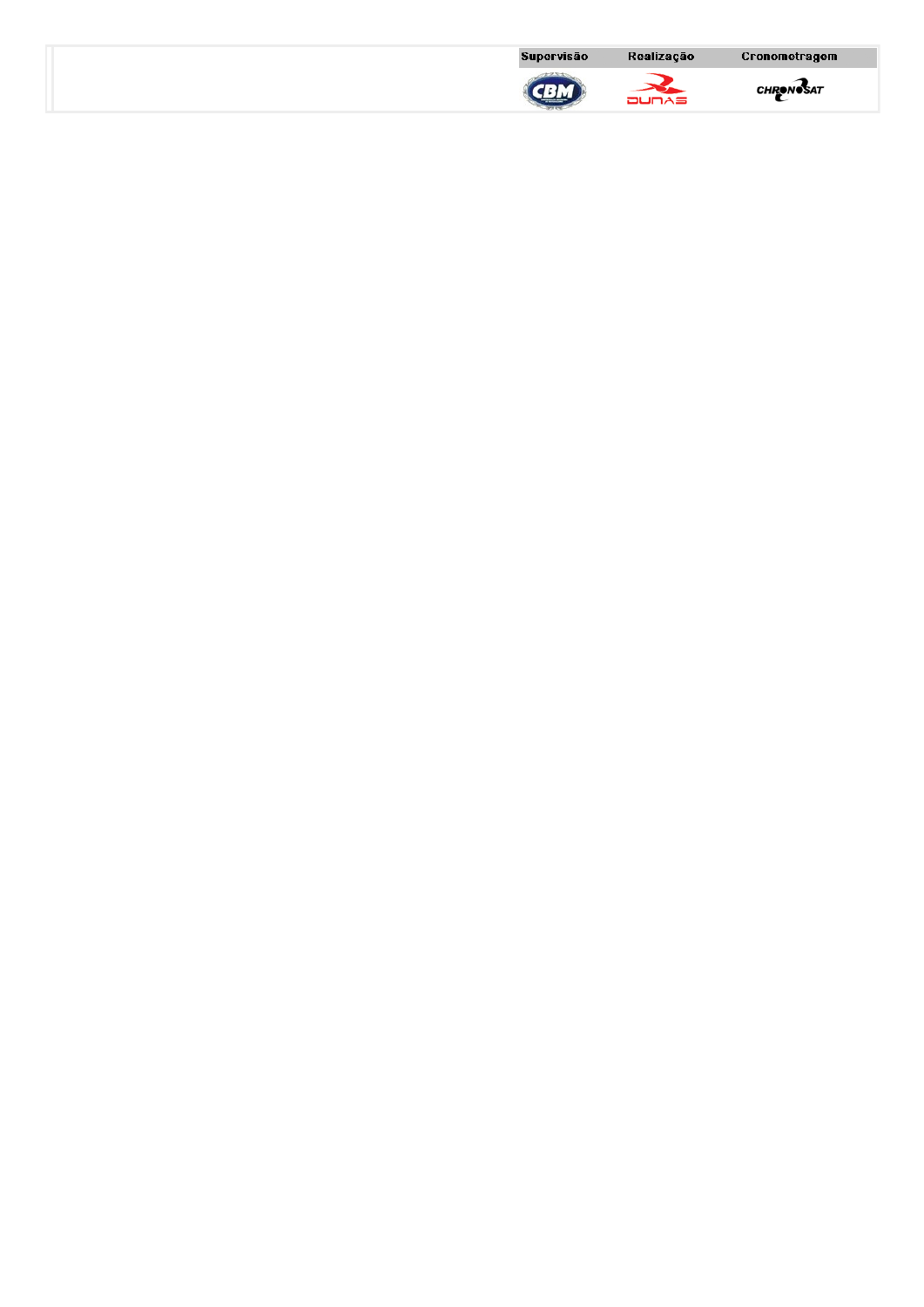| Supervisão | Realização | Cronometragem |
|---|---|---|
| | | |